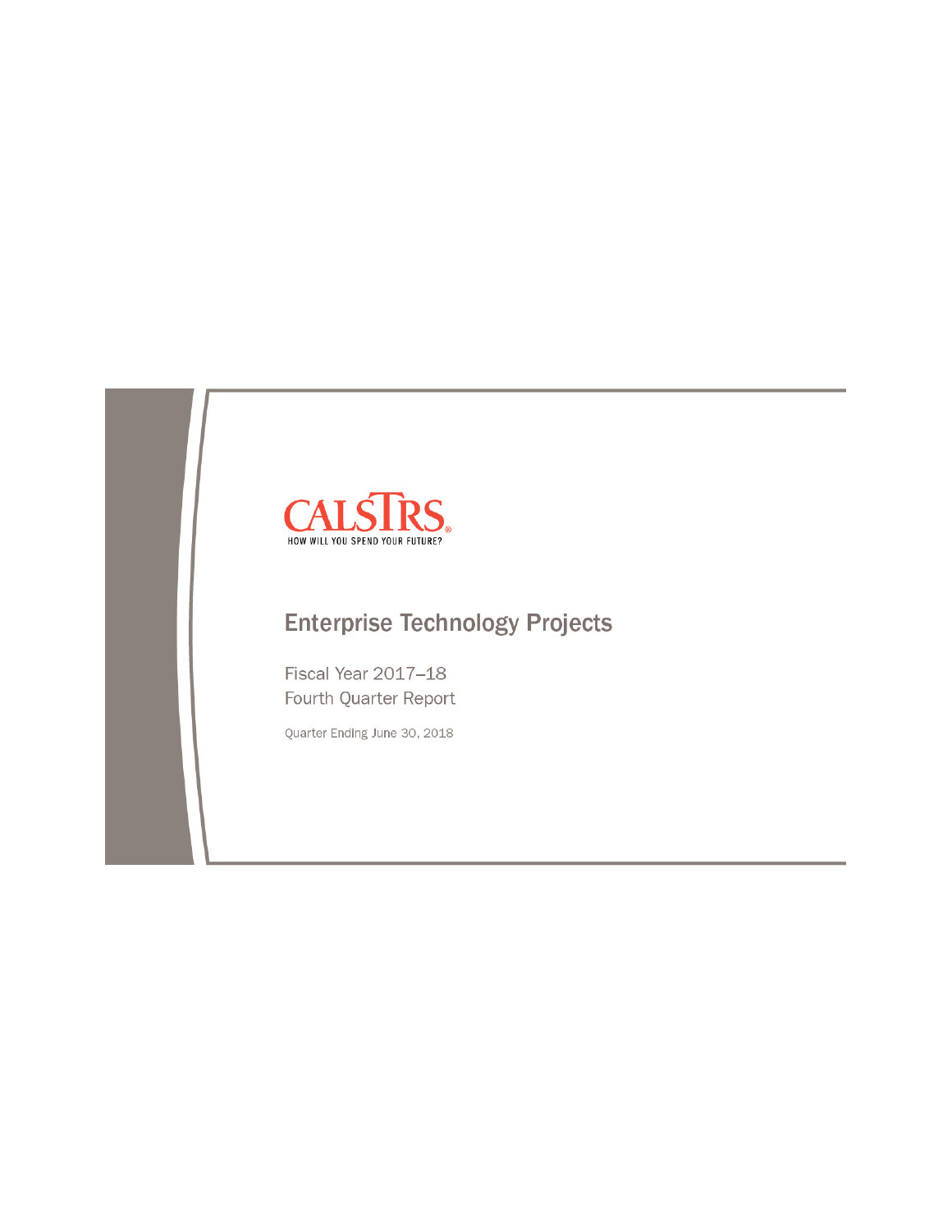CALSTRS

HOW WILL YOU SPEND YOUR FUTURE?

# Enterprise Technology Projects

Fiscal Year 2017–18

Fourth Quarter Report

Quarter Ending June 30, 2018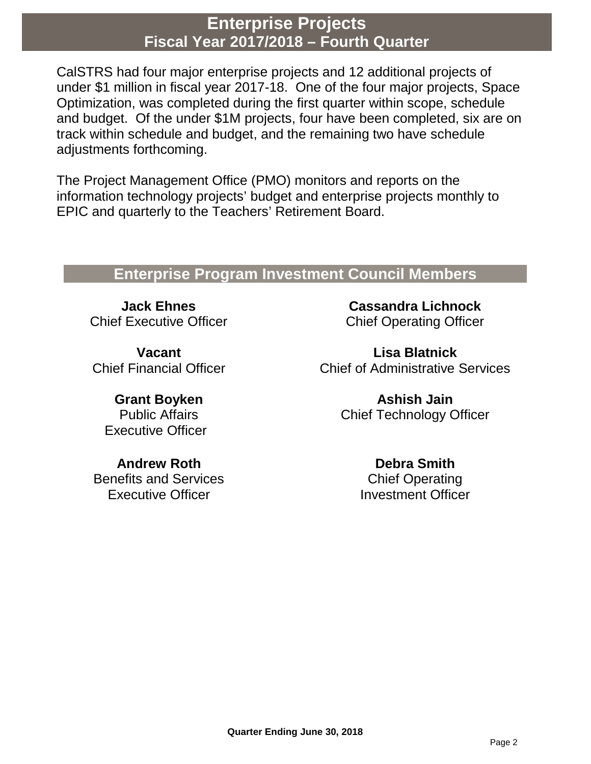# Enterprise Projects
## Fiscal Year 2017/2018 – Fourth Quarter

CalSTRS had four major enterprise projects and 12 additional projects of under $1 million in fiscal year 2017-18. One of the four major projects, Space Optimization, was completed during the first quarter within scope, schedule and budget. Of the under $1M projects, four have been completed, six are on track within schedule and budget, and the remaining two have schedule adjustments forthcoming.

The Project Management Office (PMO) monitors and reports on the information technology projects' budget and enterprise projects monthly to EPIC and quarterly to the Teachers' Retirement Board.

## Enterprise Program Investment Council Members

**Jack Ehnes**
Chief Executive Officer

**Cassandra Lichnock**
Chief Operating Officer

**Vacant**
Chief Financial Officer

**Lisa Blatnick**
Chief of Administrative Services

**Grant Boyken**
Public Affairs
Executive Officer

**Ashish Jain**
Chief Technology Officer

**Andrew Roth**
Benefits and Services
Executive Officer

**Debra Smith**
Chief Operating
Investment Officer

**Quarter Ending June 30, 2018**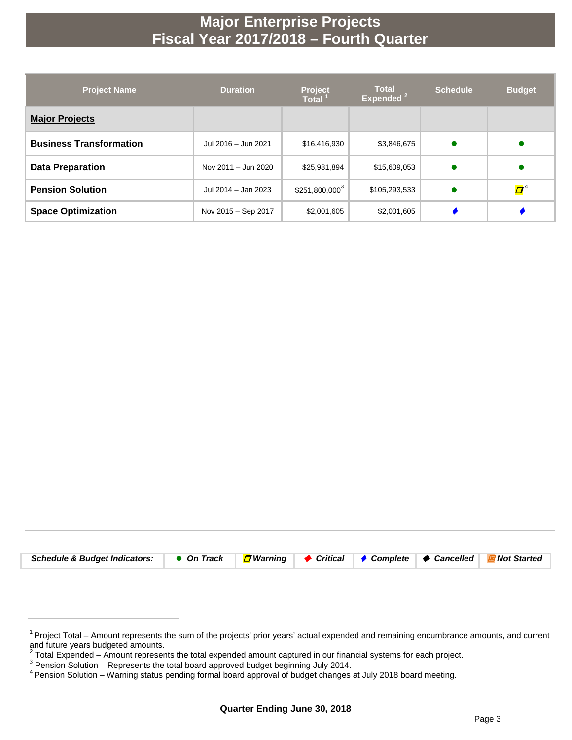# Major Enterprise Projects
# Fiscal Year 2017/2018 – Fourth Quarter

| Project Name | Duration | Project Total [1] | Total Expended [2] | Schedule | Budget |
|---|---|---|---|---|---|
| **Major Projects** | | | | | |
| **Business Transformation** | Jul 2016 – Jun 2021 | $16,416,930 | $3,846,675 | ● | ● |
| **Data Preparation** | Nov 2011 – Jun 2020 | $25,981,894 | $15,609,053 | ● | ● |
| **Pension Solution** | Jul 2014 – Jan 2023 | $251,800,000[3] | $105,293,533 | ● | Warning [4] |
| **Space Optimization** | Nov 2015 – Sep 2017 | $2,001,605 | $2,001,605 | ♦ | ♦ |

| *Schedule & Budget Indicators:* | ● *On Track* | *Warning* | ◆ *Critical* | ♦ *Complete* | ◆ *Cancelled* | *Not Started* |
|---|---|---|---|---|---|---|

[1] Project Total – Amount represents the sum of the projects' prior years' actual expended and remaining encumbrance amounts, and current and future years budgeted amounts.
[2] Total Expended – Amount represents the total expended amount captured in our financial systems for each project.
[3] Pension Solution – Represents the total board approved budget beginning July 2014.
[4] Pension Solution – Warning status pending formal board approval of budget changes at July 2018 board meeting.

**Quarter Ending June 30, 2018**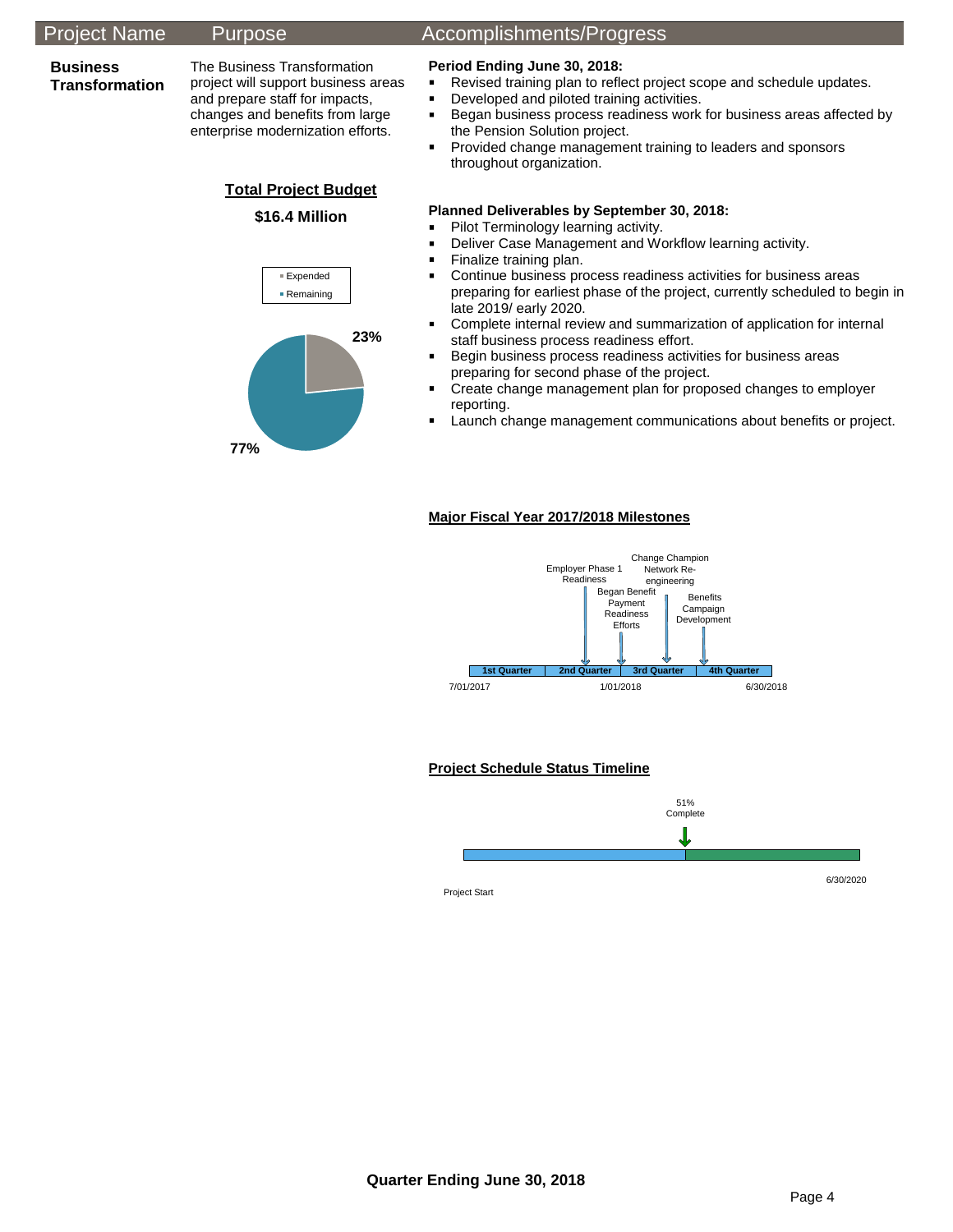| Project Name | Purpose | Accomplishments/Progress |
|---|---|---|

**Business Transformation**

The Business Transformation project will support business areas and prepare staff for impacts, changes and benefits from large enterprise modernization efforts.

**Total Project Budget**

**$16.4 Million**

- Expended
- Remaining

23%

77%

**Period Ending June 30, 2018:**

- Revised training plan to reflect project scope and schedule updates.
- Developed and piloted training activities.
- Began business process readiness work for business areas affected by the Pension Solution project.
- Provided change management training to leaders and sponsors throughout organization.

**Planned Deliverables by September 30, 2018:**

- Pilot Terminology learning activity.
- Deliver Case Management and Workflow learning activity.
- Finalize training plan.
- Continue business process readiness activities for business areas preparing for earliest phase of the project, currently scheduled to begin in late 2019/ early 2020.
- Complete internal review and summarization of application for internal staff business process readiness effort.
- Begin business process readiness activities for business areas preparing for second phase of the project.
- Create change management plan for proposed changes to employer reporting.
- Launch change management communications about benefits or project.

**Major Fiscal Year 2017/2018 Milestones**

Employer Phase 1 Readiness

Began Benefit Payment Readiness Efforts

Change Champion Network Re-engineering

Benefits Campaign Development

| 1st Quarter | 2nd Quarter | 3rd Quarter | 4th Quarter |
|---|---|---|---|

7/01/2017 1/01/2018 6/30/2018

**Project Schedule Status Timeline**

51% Complete

Project Start

6/30/2020

**Quarter Ending June 30, 2018**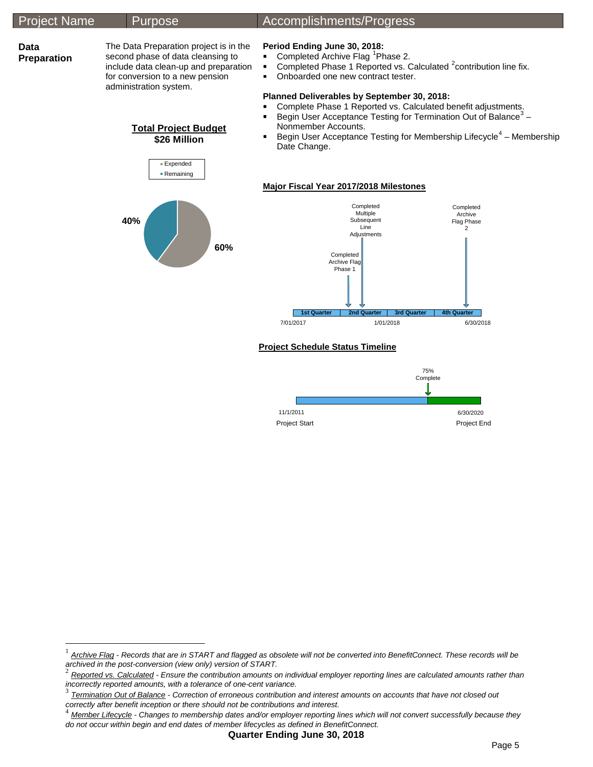| Project Name | Purpose | Accomplishments/Progress |
|---|---|---|
| **Data Preparation** | The Data Preparation project is in the second phase of data cleansing to include data clean-up and preparation for conversion to a new pension administration system. | **Period Ending June 30, 2018:** Completed Archive Flag [1] Phase 2. Completed Phase 1 Reported vs. Calculated [2] contribution line fix. Onboarded one new contract tester. |

**Period Ending June 30, 2018:**

- Completed Archive Flag [1] Phase 2.
- Completed Phase 1 Reported vs. Calculated [2] contribution line fix.
- Onboarded one new contract tester.

**Planned Deliverables by September 30, 2018:**

- Complete Phase 1 Reported vs. Calculated benefit adjustments.
- Begin User Acceptance Testing for Termination Out of Balance [3] – Nonmember Accounts.
- Begin User Acceptance Testing for Membership Lifecycle [4] – Membership Date Change.

**Total Project Budget**
**$26 Million**

- Expended: 60%
- Remaining: 40%

**Major Fiscal Year 2017/2018 Milestones**

- 1st Quarter (7/01/2017)
- 2nd Quarter: Completed Archive Flag Phase 1; Completed Multiple Subsequent Line Adjustments
- 3rd Quarter (1/01/2018)
- 4th Quarter: Completed Archive Flag Phase 2 (6/30/2018)

**Project Schedule Status Timeline**

- Project Start: 11/1/2011
- 75% Complete
- Project End: 6/30/2020

---

[1] *Archive Flag - Records that are in START and flagged as obsolete will not be converted into BenefitConnect. These records will be archived in the post-conversion (view only) version of START.*

[2] *Reported vs. Calculated - Ensure the contribution amounts on individual employer reporting lines are calculated amounts rather than incorrectly reported amounts, with a tolerance of one-cent variance.*

[3] *Termination Out of Balance - Correction of erroneous contribution and interest amounts on accounts that have not closed out correctly after benefit inception or there should not be contributions and interest.*

[4] *Member Lifecycle - Changes to membership dates and/or employer reporting lines which will not convert successfully because they do not occur within begin and end dates of member lifecycles as defined in BenefitConnect.*

**Quarter Ending June 30, 2018**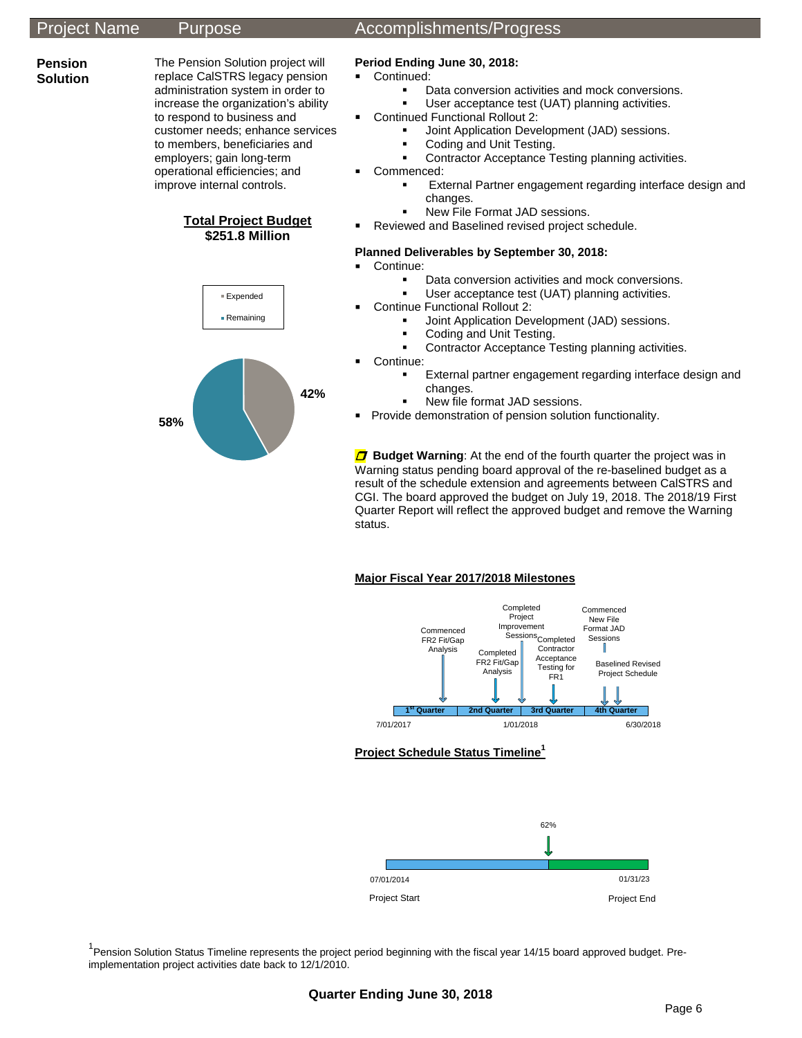| Project Name | Purpose | Accomplishments/Progress |
| --- | --- | --- |

**Pension Solution**

The Pension Solution project will replace CalSTRS legacy pension administration system in order to increase the organization's ability to respond to business and customer needs; enhance services to members, beneficiaries and employers; gain long-term operational efficiencies; and improve internal controls.

**Total Project Budget**
**$251.8 Million**

Expended 42%
Remaining 58%

**Period Ending June 30, 2018:**

- Continued:
  - Data conversion activities and mock conversions.
  - User acceptance test (UAT) planning activities.
- Continued Functional Rollout 2:
  - Joint Application Development (JAD) sessions.
  - Coding and Unit Testing.
  - Contractor Acceptance Testing planning activities.
- Commenced:
  - External Partner engagement regarding interface design and changes.
  - New File Format JAD sessions.
- Reviewed and Baselined revised project schedule.

**Planned Deliverables by September 30, 2018:**

- Continue:
  - Data conversion activities and mock conversions.
  - User acceptance test (UAT) planning activities.
- Continue Functional Rollout 2:
  - Joint Application Development (JAD) sessions.
  - Coding and Unit Testing.
  - Contractor Acceptance Testing planning activities.
- Continue:
  - External partner engagement regarding interface design and changes.
  - New file format JAD sessions.
- Provide demonstration of pension solution functionality.

**Budget Warning**: At the end of the fourth quarter the project was in Warning status pending board approval of the re-baselined budget as a result of the schedule extension and agreements between CalSTRS and CGI. The board approved the budget on July 19, 2018. The 2018/19 First Quarter Report will reflect the approved budget and remove the Warning status.

**Major Fiscal Year 2017/2018 Milestones**

- 1st Quarter: Commenced FR2 Fit/Gap Analysis
- 2nd Quarter: Completed FR2 Fit/Gap Analysis; Completed Project Improvement Sessions
- 3rd Quarter: Completed Contractor Acceptance Testing for FR1
- 4th Quarter: Commenced New File Format JAD Sessions; Baselined Revised Project Schedule

7/01/2017 — 1/01/2018 — 6/30/2018

**Project Schedule Status Timeline[1]**

Project Start 07/01/2014 — 62% — Project End 01/31/23

[1] Pension Solution Status Timeline represents the project period beginning with the fiscal year 14/15 board approved budget. Pre-implementation project activities date back to 12/1/2010.

**Quarter Ending June 30, 2018**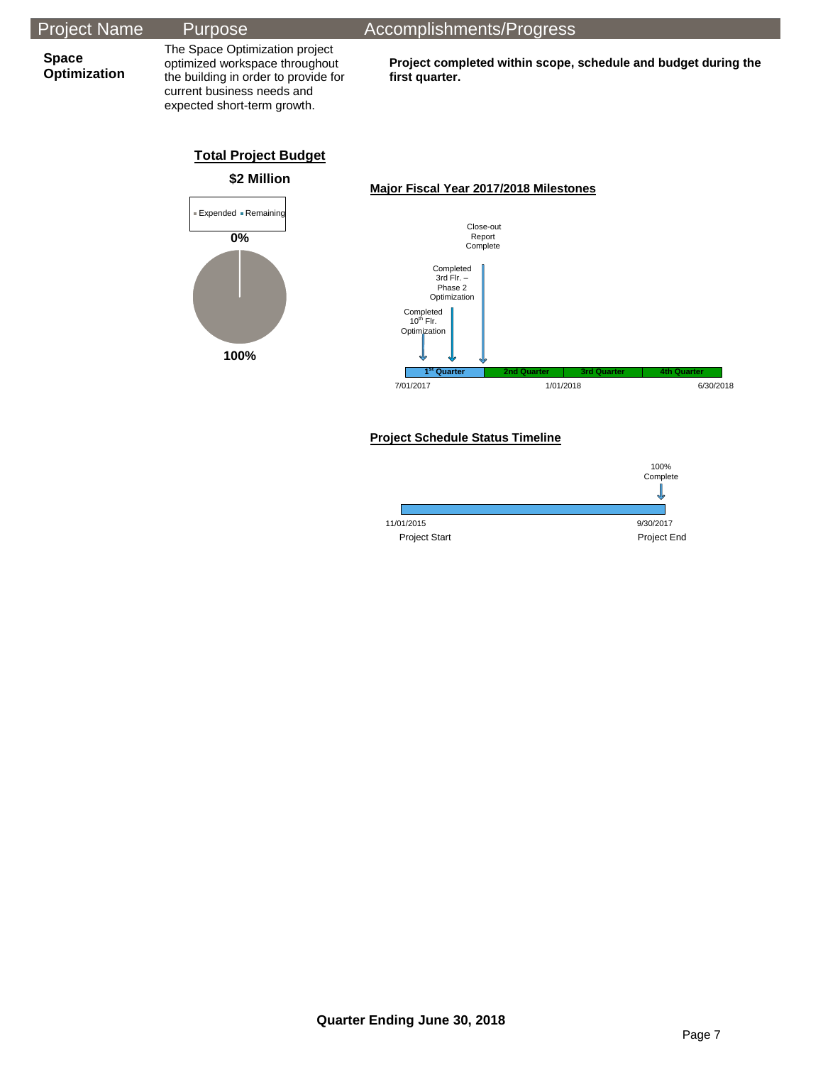| Project Name | Purpose | Accomplishments/Progress |
|---|---|---|
| **Space Optimization** | The Space Optimization project optimized workspace throughout the building in order to provide for current business needs and expected short-term growth. | **Project completed within scope, schedule and budget during the first quarter.** |

**Total Project Budget**

**$2 Million**

Expended ▪ Remaining

**0%**

**100%**

**Major Fiscal Year 2017/2018 Milestones**

Completed 10th Flr. Optimization

Completed 3rd Flr. – Phase 2 Optimization

Close-out Report Complete

1st Quarter | 2nd Quarter | 3rd Quarter | 4th Quarter

7/01/2017 — 1/01/2018 — 6/30/2018

**Project Schedule Status Timeline**

100% Complete

11/01/2015 Project Start — 9/30/2017 Project End

**Quarter Ending June 30, 2018**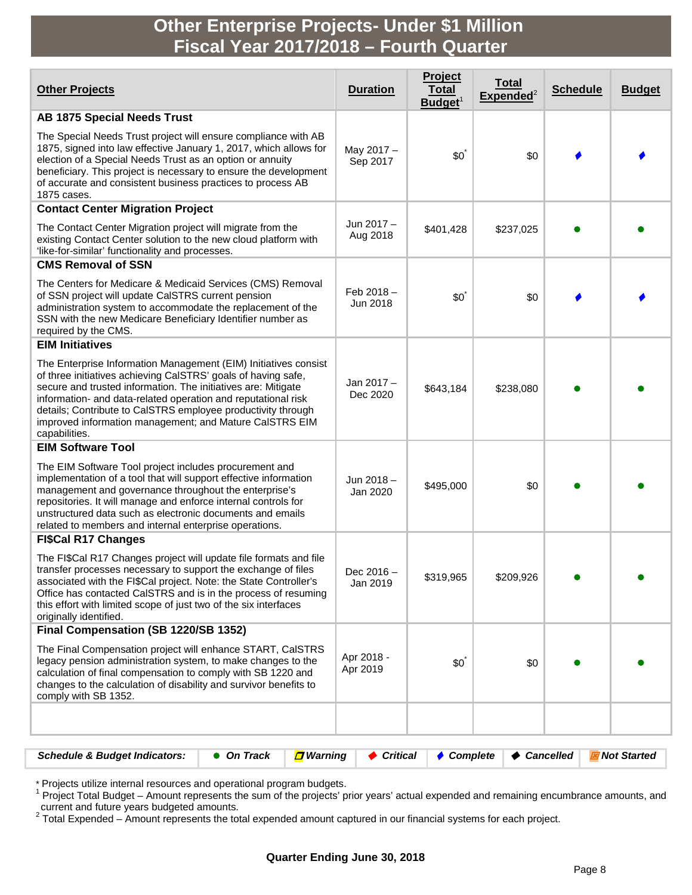# Other Enterprise Projects- Under $1 Million
## Fiscal Year 2017/2018 – Fourth Quarter

| Other Projects | Duration | Project Total Budget[1] | Total Expended[2] | Schedule | Budget |
|---|---|---|---|---|---|
| **AB 1875 Special Needs Trust**<br><br>The Special Needs Trust project will ensure compliance with AB 1875, signed into law effective January 1, 2017, which allows for election of a Special Needs Trust as an option or annuity beneficiary. This project is necessary to ensure the development of accurate and consistent business practices to process AB 1875 cases. | May 2017 – Sep 2017 | $0* | $0 | ♦ Complete | ♦ Complete |
| **Contact Center Migration Project**<br><br>The Contact Center Migration project will migrate from the existing Contact Center solution to the new cloud platform with 'like-for-similar' functionality and processes. | Jun 2017 – Aug 2018 | $401,428 | $237,025 | ● On Track | ● On Track |
| **CMS Removal of SSN**<br><br>The Centers for Medicare & Medicaid Services (CMS) Removal of SSN project will update CalSTRS current pension administration system to accommodate the replacement of the SSN with the new Medicare Beneficiary Identifier number as required by the CMS. | Feb 2018 – Jun 2018 | $0* | $0 | ♦ Complete | ♦ Complete |
| **EIM Initiatives**<br><br>The Enterprise Information Management (EIM) Initiatives consist of three initiatives achieving CalSTRS' goals of having safe, secure and trusted information. The initiatives are: Mitigate information- and data-related operation and reputational risk details; Contribute to CalSTRS employee productivity through improved information management; and Mature CalSTRS EIM capabilities. | Jan 2017 – Dec 2020 | $643,184 | $238,080 | ● On Track | ● On Track |
| **EIM Software Tool**<br><br>The EIM Software Tool project includes procurement and implementation of a tool that will support effective information management and governance throughout the enterprise's repositories. It will manage and enforce internal controls for unstructured data such as electronic documents and emails related to members and internal enterprise operations. | Jun 2018 – Jan 2020 | $495,000 | $0 | ● On Track | ● On Track |
| **FI$Cal R17 Changes**<br><br>The FI$Cal R17 Changes project will update file formats and file transfer processes necessary to support the exchange of files associated with the FI$Cal project. Note: the State Controller's Office has contacted CalSTRS and is in the process of resuming this effort with limited scope of just two of the six interfaces originally identified. | Dec 2016 – Jan 2019 | $319,965 | $209,926 | ● On Track | ● On Track |
| **Final Compensation (SB 1220/SB 1352)**<br><br>The Final Compensation project will enhance START, CalSTRS legacy pension administration system, to make changes to the calculation of final compensation to comply with SB 1220 and changes to the calculation of disability and survivor benefits to comply with SB 1352. | Apr 2018 - Apr 2019 | $0* | $0 | ● On Track | ● On Track |

| *Schedule & Budget Indicators:* | ● *On Track* | *Warning* | ♦ *Critical* | ♦ *Complete* | ♦ *Cancelled* | *Not Started* |
|---|---|---|---|---|---|---|

\* Projects utilize internal resources and operational program budgets.

[1] Project Total Budget – Amount represents the sum of the projects' prior years' actual expended and remaining encumbrance amounts, and current and future years budgeted amounts.

[2] Total Expended – Amount represents the total expended amount captured in our financial systems for each project.

**Quarter Ending June 30, 2018**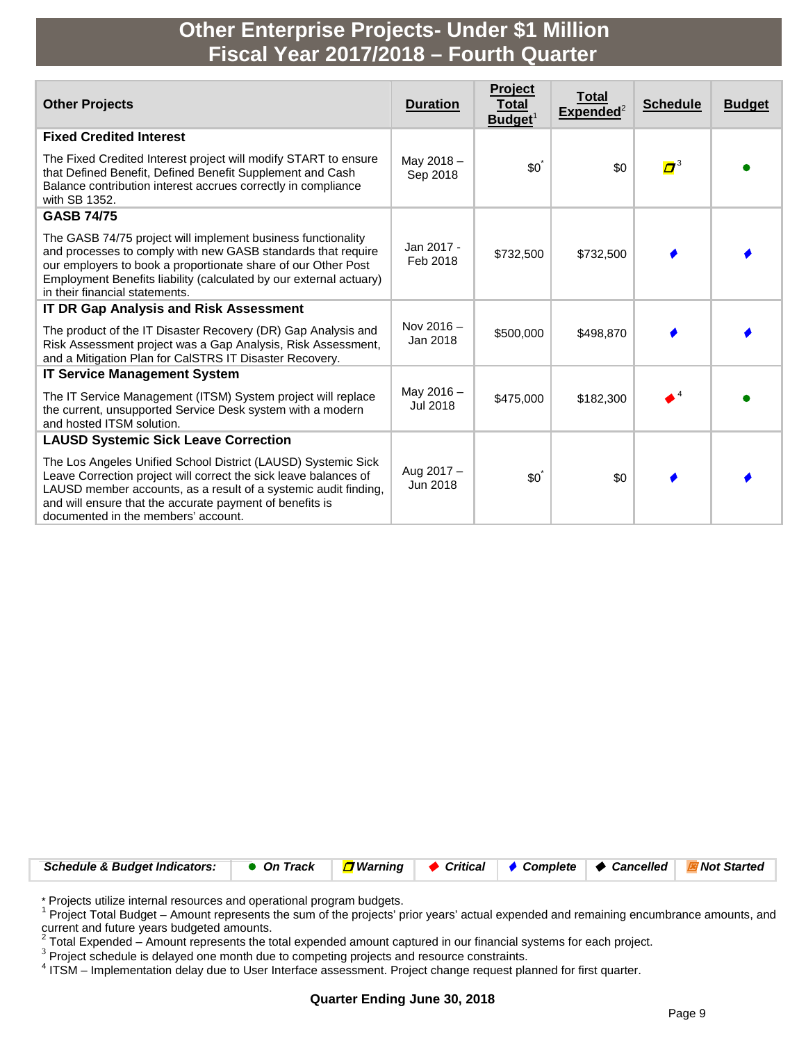# Other Enterprise Projects- Under $1 Million
# Fiscal Year 2017/2018 – Fourth Quarter

| Other Projects | Duration | Project Total Budget[1] | Total Expended[2] | Schedule | Budget |
|---|---|---|---|---|---|
| **Fixed Credited Interest**<br>The Fixed Credited Interest project will modify START to ensure that Defined Benefit, Defined Benefit Supplement and Cash Balance contribution interest accrues correctly in compliance with SB 1352. | May 2018 – Sep 2018 | $0* | $0 | Warning[3] | On Track |
| **GASB 74/75**<br>The GASB 74/75 project will implement business functionality and processes to comply with new GASB standards that require our employers to book a proportionate share of our Other Post Employment Benefits liability (calculated by our external actuary) in their financial statements. | Jan 2017 - Feb 2018 | $732,500 | $732,500 | Complete | Complete |
| **IT DR Gap Analysis and Risk Assessment**<br>The product of the IT Disaster Recovery (DR) Gap Analysis and Risk Assessment project was a Gap Analysis, Risk Assessment, and a Mitigation Plan for CalSTRS IT Disaster Recovery. | Nov 2016 – Jan 2018 | $500,000 | $498,870 | Complete | Complete |
| **IT Service Management System**<br>The IT Service Management (ITSM) System project will replace the current, unsupported Service Desk system with a modern and hosted ITSM solution. | May 2016 – Jul 2018 | $475,000 | $182,300 | Critical[4] | On Track |
| **LAUSD Systemic Sick Leave Correction**<br>The Los Angeles Unified School District (LAUSD) Systemic Sick Leave Correction project will correct the sick leave balances of LAUSD member accounts, as a result of a systemic audit finding, and will ensure that the accurate payment of benefits is documented in the members' account. | Aug 2017 – Jun 2018 | $0* | $0 | Complete | Complete |

| Schedule & Budget Indicators: | On Track | Warning | Critical | Complete | Cancelled | Not Started |
|---|---|---|---|---|---|---|

* Projects utilize internal resources and operational program budgets.

[1] Project Total Budget – Amount represents the sum of the projects' prior years' actual expended and remaining encumbrance amounts, and current and future years budgeted amounts.

[2] Total Expended – Amount represents the total expended amount captured in our financial systems for each project.

[3] Project schedule is delayed one month due to competing projects and resource constraints.

[4] ITSM – Implementation delay due to User Interface assessment. Project change request planned for first quarter.

**Quarter Ending June 30, 2018**